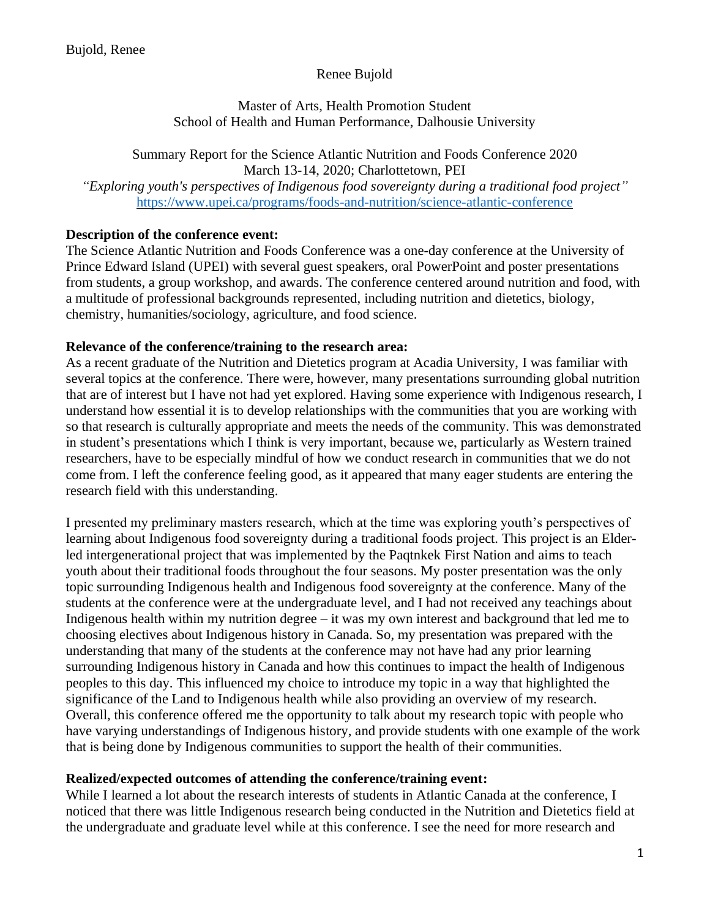Renee Bujold

Master of Arts, Health Promotion Student
School of Health and Human Performance, Dalhousie University

Summary Report for the Science Atlantic Nutrition and Foods Conference 2020
March 13-14, 2020; Charlottetown, PEI
*"Exploring youth's perspectives of Indigenous food sovereignty during a traditional food project"*
https://www.upei.ca/programs/foods-and-nutrition/science-atlantic-conference

**Description of the conference event:**
The Science Atlantic Nutrition and Foods Conference was a one-day conference at the University of Prince Edward Island (UPEI) with several guest speakers, oral PowerPoint and poster presentations from students, a group workshop, and awards. The conference centered around nutrition and food, with a multitude of professional backgrounds represented, including nutrition and dietetics, biology, chemistry, humanities/sociology, agriculture, and food science.

**Relevance of the conference/training to the research area:**
As a recent graduate of the Nutrition and Dietetics program at Acadia University, I was familiar with several topics at the conference. There were, however, many presentations surrounding global nutrition that are of interest but I have not had yet explored. Having some experience with Indigenous research, I understand how essential it is to develop relationships with the communities that you are working with so that research is culturally appropriate and meets the needs of the community. This was demonstrated in student's presentations which I think is very important, because we, particularly as Western trained researchers, have to be especially mindful of how we conduct research in communities that we do not come from. I left the conference feeling good, as it appeared that many eager students are entering the research field with this understanding.

I presented my preliminary masters research, which at the time was exploring youth's perspectives of learning about Indigenous food sovereignty during a traditional foods project. This project is an Elder-led intergenerational project that was implemented by the Paqtnkek First Nation and aims to teach youth about their traditional foods throughout the four seasons. My poster presentation was the only topic surrounding Indigenous health and Indigenous food sovereignty at the conference. Many of the students at the conference were at the undergraduate level, and I had not received any teachings about Indigenous health within my nutrition degree – it was my own interest and background that led me to choosing electives about Indigenous history in Canada. So, my presentation was prepared with the understanding that many of the students at the conference may not have had any prior learning surrounding Indigenous history in Canada and how this continues to impact the health of Indigenous peoples to this day. This influenced my choice to introduce my topic in a way that highlighted the significance of the Land to Indigenous health while also providing an overview of my research. Overall, this conference offered me the opportunity to talk about my research topic with people who have varying understandings of Indigenous history, and provide students with one example of the work that is being done by Indigenous communities to support the health of their communities.

**Realized/expected outcomes of attending the conference/training event:**
While I learned a lot about the research interests of students in Atlantic Canada at the conference, I noticed that there was little Indigenous research being conducted in the Nutrition and Dietetics field at the undergraduate and graduate level while at this conference. I see the need for more research and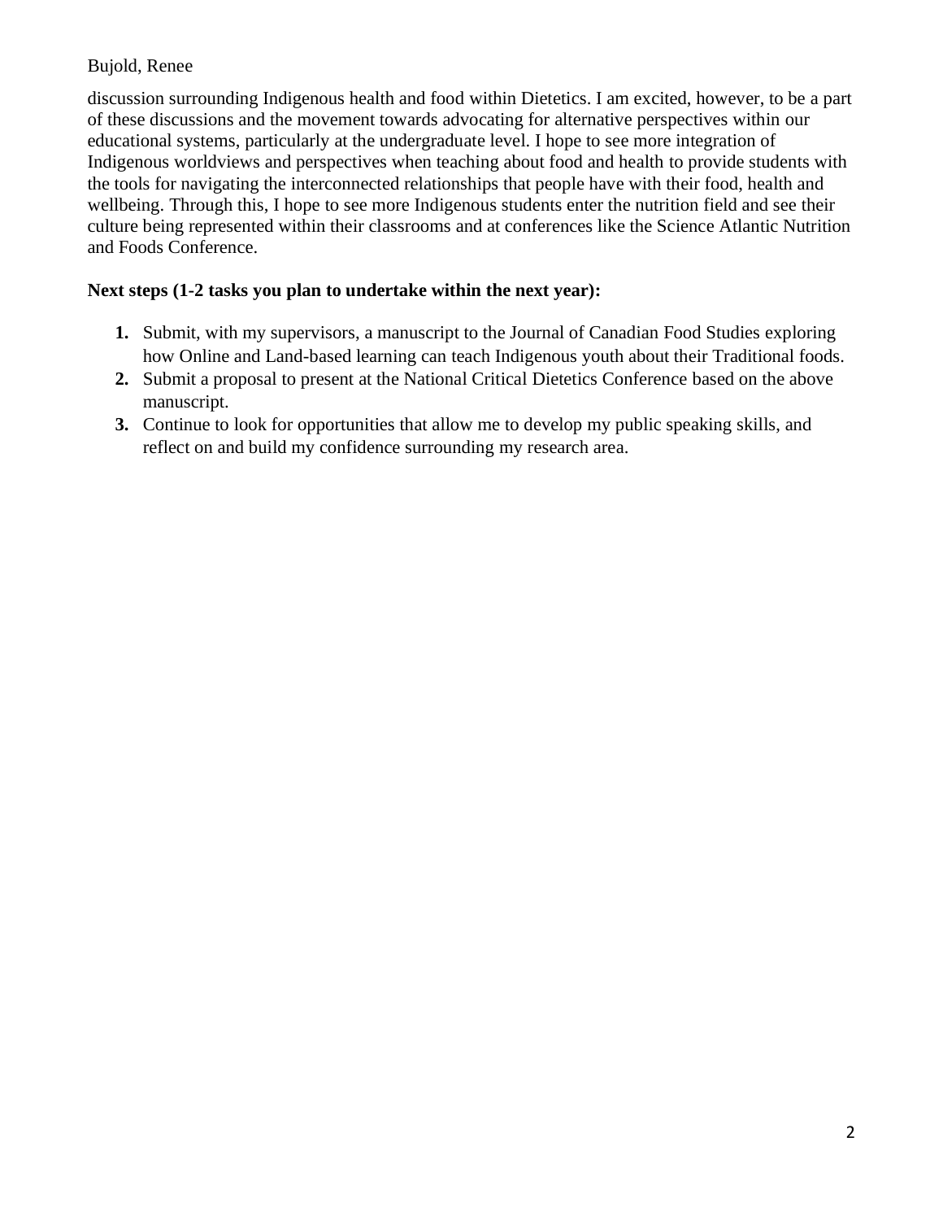discussion surrounding Indigenous health and food within Dietetics. I am excited, however, to be a part of these discussions and the movement towards advocating for alternative perspectives within our educational systems, particularly at the undergraduate level. I hope to see more integration of Indigenous worldviews and perspectives when teaching about food and health to provide students with the tools for navigating the interconnected relationships that people have with their food, health and wellbeing. Through this, I hope to see more Indigenous students enter the nutrition field and see their culture being represented within their classrooms and at conferences like the Science Atlantic Nutrition and Foods Conference.

**Next steps (1-2 tasks you plan to undertake within the next year):**

1. Submit, with my supervisors, a manuscript to the Journal of Canadian Food Studies exploring how Online and Land-based learning can teach Indigenous youth about their Traditional foods.
2. Submit a proposal to present at the National Critical Dietetics Conference based on the above manuscript.
3. Continue to look for opportunities that allow me to develop my public speaking skills, and reflect on and build my confidence surrounding my research area.